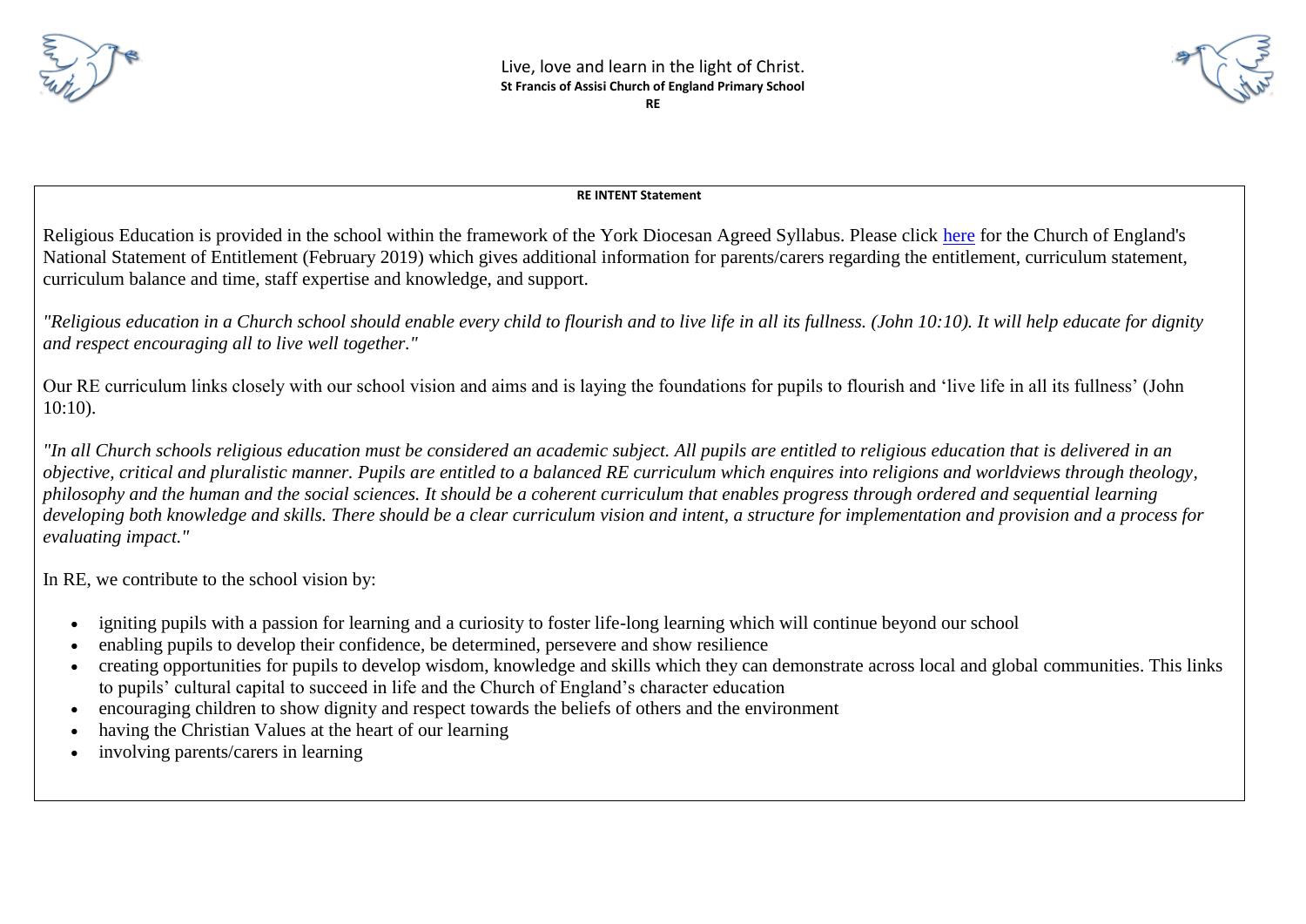Live, love and learn in the light of Christ.

**St Francis of Assisi Church of England Primary School**

**RE**

**RE INTENT Statement**

Religious Education is provided in the school within the framework of the York Diocesan Agreed Syllabus. Please click [here] for the Church of England's National Statement of Entitlement (February 2019) which gives additional information for parents/carers regarding the entitlement, curriculum statement, curriculum balance and time, staff expertise and knowledge, and support.

*"Religious education in a Church school should enable every child to flourish and to live life in all its fullness. (John 10:10). It will help educate for dignity and respect encouraging all to live well together."*

Our RE curriculum links closely with our school vision and aims and is laying the foundations for pupils to flourish and 'live life in all its fullness' (John 10:10).

*"In all Church schools religious education must be considered an academic subject. All pupils are entitled to religious education that is delivered in an objective, critical and pluralistic manner. Pupils are entitled to a balanced RE curriculum which enquires into religions and worldviews through theology, philosophy and the human and the social sciences. It should be a coherent curriculum that enables progress through ordered and sequential learning developing both knowledge and skills. There should be a clear curriculum vision and intent, a structure for implementation and provision and a process for evaluating impact."*

In RE, we contribute to the school vision by:

- igniting pupils with a passion for learning and a curiosity to foster life-long learning which will continue beyond our school
- enabling pupils to develop their confidence, be determined, persevere and show resilience
- creating opportunities for pupils to develop wisdom, knowledge and skills which they can demonstrate across local and global communities. This links to pupils' cultural capital to succeed in life and the Church of England's character education
- encouraging children to show dignity and respect towards the beliefs of others and the environment
- having the Christian Values at the heart of our learning
- involving parents/carers in learning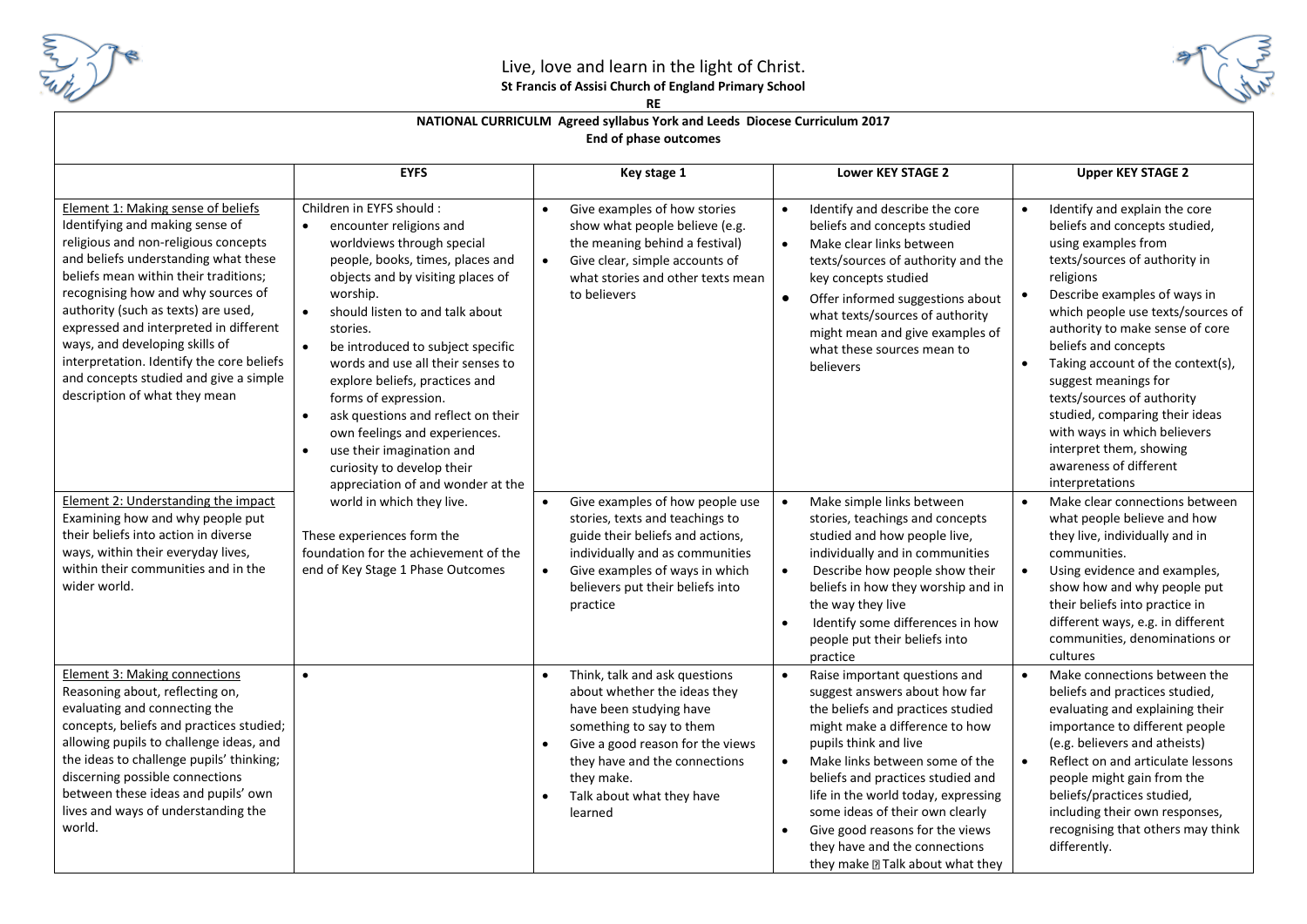# Live, love and learn in the light of Christ.

**St Francis of Assisi Church of England Primary School**

**RE**

**NATIONAL CURRICULM Agreed syllabus York and Leeds Diocese Curriculum 2017**

**End of phase outcomes**

| | EYFS | Key stage 1 | Lower KEY STAGE 2 | Upper KEY STAGE 2 |
|---|---|---|---|---|
| Element 1: Making sense of beliefs<br>Identifying and making sense of religious and non-religious concepts and beliefs understanding what these beliefs mean within their traditions; recognising how and why sources of authority (such as texts) are used, expressed and interpreted in different ways, and developing skills of interpretation. Identify the core beliefs and concepts studied and give a simple description of what they mean | Children in EYFS should :<br>• encounter religions and worldviews through special people, books, times, places and objects and by visiting places of worship.<br>• should listen to and talk about stories.<br>• be introduced to subject specific words and use all their senses to explore beliefs, practices and forms of expression.<br>• ask questions and reflect on their own feelings and experiences.<br>• use their imagination and curiosity to develop their appreciation of and wonder at the world in which they live.<br><br>These experiences form the foundation for the achievement of the end of Key Stage 1 Phase Outcomes | • Give examples of how stories show what people believe (e.g. the meaning behind a festival)<br>• Give clear, simple accounts of what stories and other texts mean to believers | • Identify and describe the core beliefs and concepts studied<br>• Make clear links between texts/sources of authority and the key concepts studied<br>• Offer informed suggestions about what texts/sources of authority might mean and give examples of what these sources mean to believers | • Identify and explain the core beliefs and concepts studied, using examples from texts/sources of authority in religions<br>• Describe examples of ways in which people use texts/sources of authority to make sense of core beliefs and concepts<br>• Taking account of the context(s), suggest meanings for texts/sources of authority studied, comparing their ideas with ways in which believers interpret them, showing awareness of different interpretations |
| Element 2: Understanding the impact<br>Examining how and why people put their beliefs into action in diverse ways, within their everyday lives, within their communities and in the wider world. | | • Give examples of how people use stories, texts and teachings to guide their beliefs and actions, individually and as communities<br>• Give examples of ways in which believers put their beliefs into practice | • Make simple links between stories, teachings and concepts studied and how people live, individually and in communities<br>• Describe how people show their beliefs in how they worship and in the way they live<br>• Identify some differences in how people put their beliefs into practice | • Make clear connections between what people believe and how they live, individually and in communities.<br>• Using evidence and examples, show how and why people put their beliefs into practice in different ways, e.g. in different communities, denominations or cultures |
| Element 3: Making connections<br>Reasoning about, reflecting on, evaluating and connecting the concepts, beliefs and practices studied; allowing pupils to challenge ideas, and the ideas to challenge pupils' thinking; discerning possible connections between these ideas and pupils' own lives and ways of understanding the world. | • | • Think, talk and ask questions about whether the ideas they have been studying have something to say to them<br>• Give a good reason for the views they have and the connections they make.<br>• Talk about what they have learned | • Raise important questions and suggest answers about how far the beliefs and practices studied might make a difference to how pupils think and live<br>• Make links between some of the beliefs and practices studied and life in the world today, expressing some ideas of their own clearly<br>• Give good reasons for the views they have and the connections they make ▯ Talk about what they | • Make connections between the beliefs and practices studied, evaluating and explaining their importance to different people (e.g. believers and atheists)<br>• Reflect on and articulate lessons people might gain from the beliefs/practices studied, including their own responses, recognising that others may think differently. |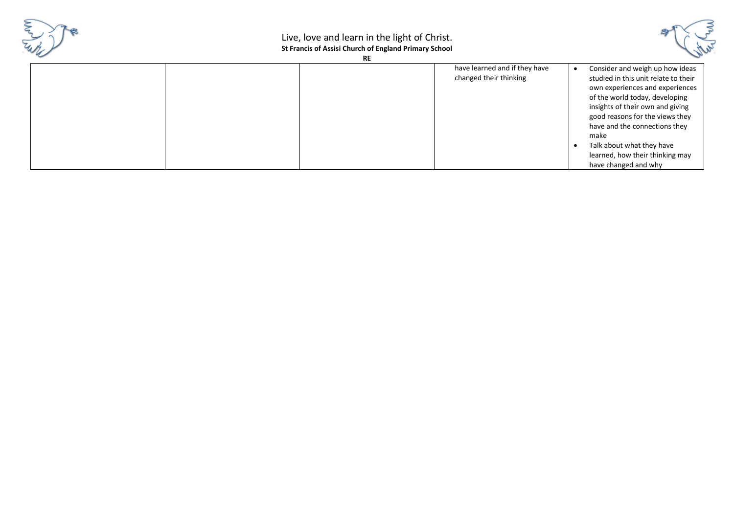| | | | | |
|---|---|---|---|---|
| | | | have learned and if they have changed their thinking | • Consider and weigh up how ideas studied in this unit relate to their own experiences and experiences of the world today, developing insights of their own and giving good reasons for the views they have and the connections they make<br>• Talk about what they have learned, how their thinking may have changed and why |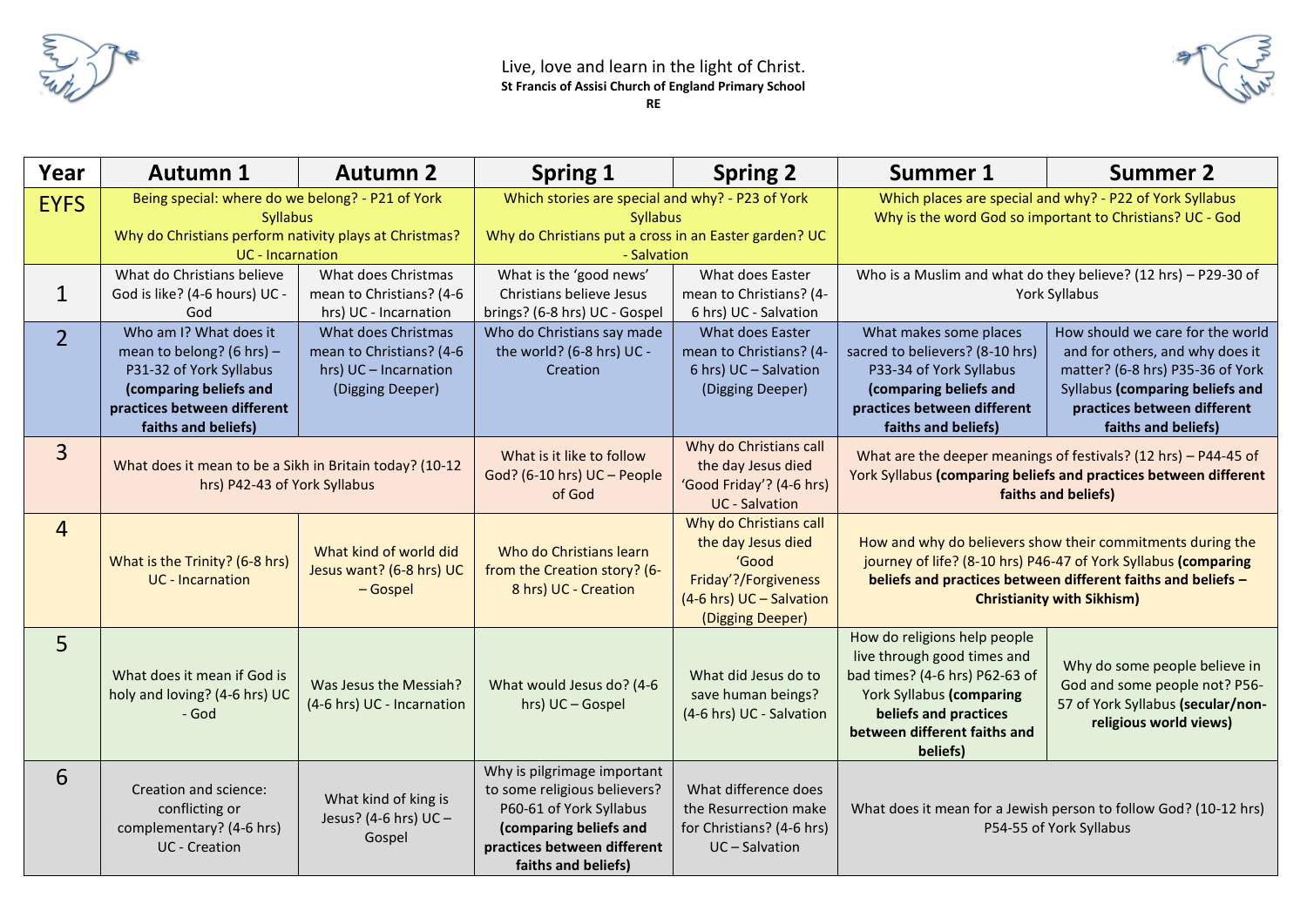Live, love and learn in the light of Christ.
**St Francis of Assisi Church of England Primary School**
**RE**

| Year | Autumn 1 | Autumn 2 | Spring 1 | Spring 2 | Summer 1 | Summer 2 |
|---|---|---|---|---|---|---|
| EYFS | Being special: where do we belong? - P21 of York Syllabus<br>Why do Christians perform nativity plays at Christmas? UC - Incarnation | | Which stories are special and why? - P23 of York Syllabus<br>Why do Christians put a cross in an Easter garden? UC - Salvation | | Which places are special and why? - P22 of York Syllabus<br>Why is the word God so important to Christians? UC - God | |
| 1 | What do Christians believe God is like? (4-6 hours) UC - God | What does Christmas mean to Christians? (4-6 hrs) UC - Incarnation | What is the 'good news' Christians believe Jesus brings? (6-8 hrs) UC - Gospel | What does Easter mean to Christians? (4-6 hrs) UC - Salvation | Who is a Muslim and what do they believe? (12 hrs) – P29-30 of York Syllabus | |
| 2 | Who am I? What does it mean to belong? (6 hrs) – P31-32 of York Syllabus **(comparing beliefs and practices between different faiths and beliefs)** | What does Christmas mean to Christians? (4-6 hrs) UC – Incarnation (Digging Deeper) | Who do Christians say made the world? (6-8 hrs) UC - Creation | What does Easter mean to Christians? (4-6 hrs) UC – Salvation (Digging Deeper) | What makes some places sacred to believers? (8-10 hrs) P33-34 of York Syllabus **(comparing beliefs and practices between different faiths and beliefs)** | How should we care for the world and for others, and why does it matter? (6-8 hrs) P35-36 of York Syllabus **(comparing beliefs and practices between different faiths and beliefs)** |
| 3 | What does it mean to be a Sikh in Britain today? (10-12 hrs) P42-43 of York Syllabus | | What is it like to follow God? (6-10 hrs) UC – People of God | Why do Christians call the day Jesus died 'Good Friday'? (4-6 hrs) UC - Salvation | What are the deeper meanings of festivals? (12 hrs) – P44-45 of York Syllabus **(comparing beliefs and practices between different faiths and beliefs)** | |
| 4 | What is the Trinity? (6-8 hrs) UC - Incarnation | What kind of world did Jesus want? (6-8 hrs) UC – Gospel | Who do Christians learn from the Creation story? (6-8 hrs) UC - Creation | Why do Christians call the day Jesus died 'Good Friday'?/Forgiveness (4-6 hrs) UC – Salvation (Digging Deeper) | How and why do believers show their commitments during the journey of life? (8-10 hrs) P46-47 of York Syllabus **(comparing beliefs and practices between different faiths and beliefs – Christianity with Sikhism)** | |
| 5 | What does it mean if God is holy and loving? (4-6 hrs) UC - God | Was Jesus the Messiah? (4-6 hrs) UC - Incarnation | What would Jesus do? (4-6 hrs) UC – Gospel | What did Jesus do to save human beings? (4-6 hrs) UC - Salvation | How do religions help people live through good times and bad times? (4-6 hrs) P62-63 of York Syllabus **(comparing beliefs and practices between different faiths and beliefs)** | Why do some people believe in God and some people not? P56-57 of York Syllabus **(secular/non-religious world views)** |
| 6 | Creation and science: conflicting or complementary? (4-6 hrs) UC - Creation | What kind of king is Jesus? (4-6 hrs) UC – Gospel | Why is pilgrimage important to some religious believers? P60-61 of York Syllabus **(comparing beliefs and practices between different faiths and beliefs)** | What difference does the Resurrection make for Christians? (4-6 hrs) UC – Salvation | What does it mean for a Jewish person to follow God? (10-12 hrs) P54-55 of York Syllabus | |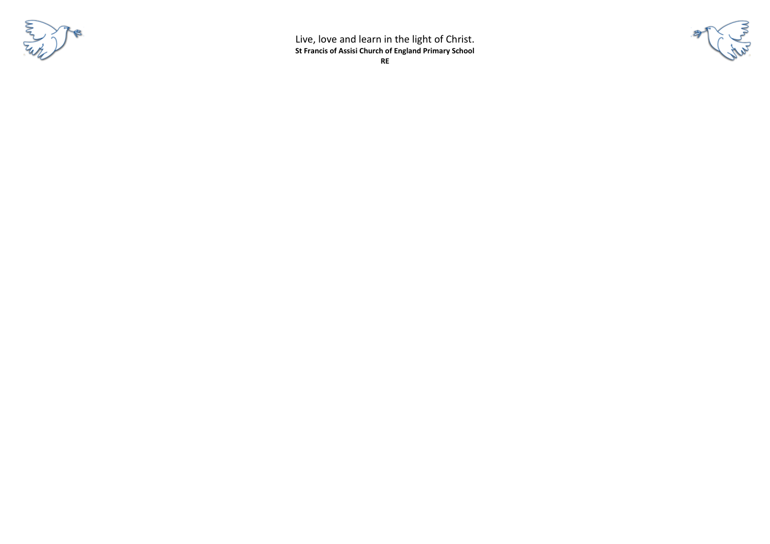Live, love and learn in the light of Christ.

**St Francis of Assisi Church of England Primary School**

**RE**